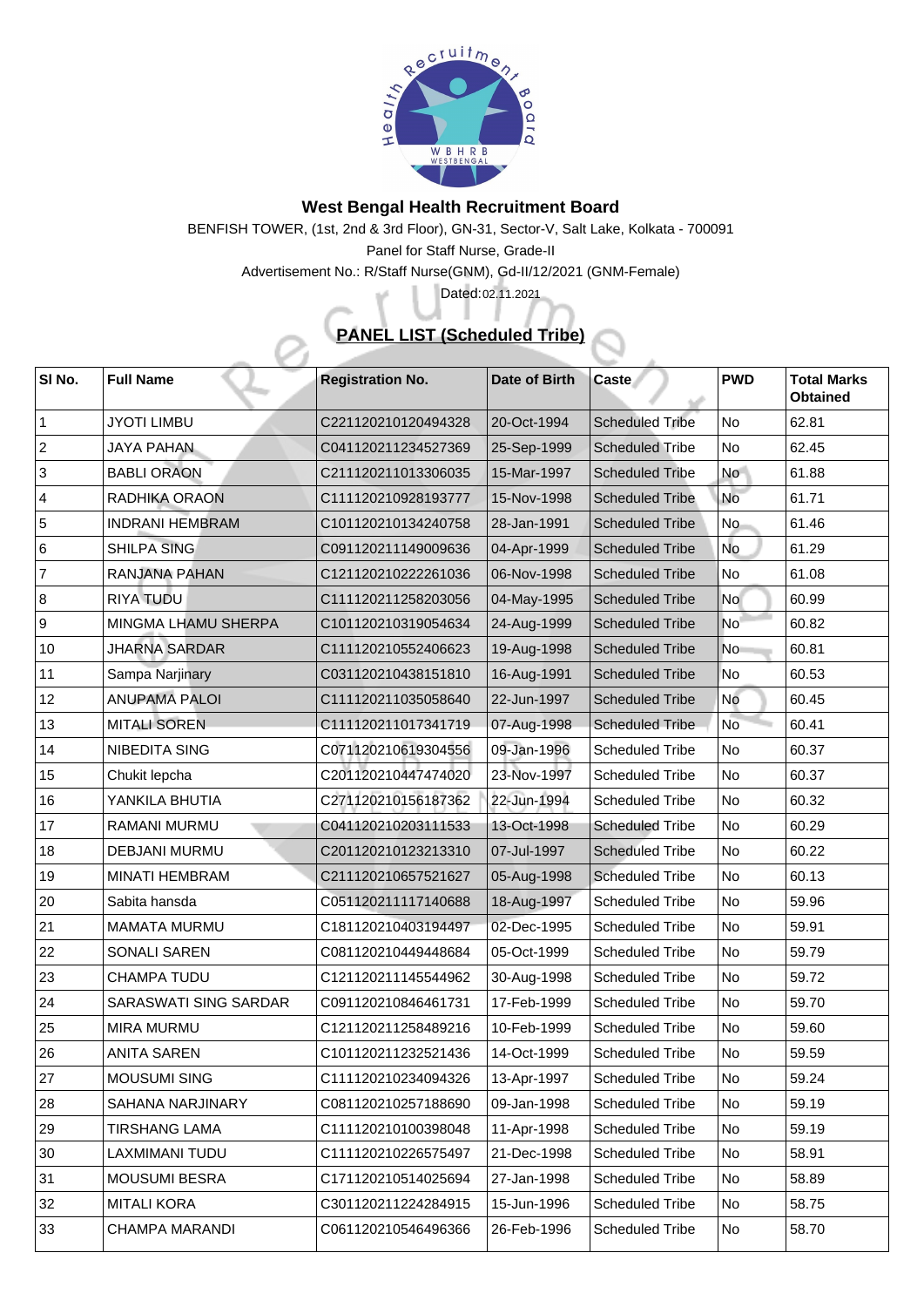# West Bengal Health Recruitment Board

BENFISH TOWER, (1st, 2nd & 3rd Floor), GN-31, Sector-V, Salt Lake, Kolkata - 700091

Panel for Staff Nurse, Grade-II

Advertisement No.: R/Staff Nurse(GNM), Gd-II/12/2021 (GNM-Female)

Dated:02.11.2021

## PANEL LIST (Scheduled Tribe)

| Sl No. | Full Name | Registration No. | Date of Birth | Caste | PWD | Total Marks Obtained |
|---|---|---|---|---|---|---|
| 1 | JYOTI LIMBU | C221120210120494328 | 20-Oct-1994 | Scheduled Tribe | No | 62.81 |
| 2 | JAYA PAHAN | C041120211234527369 | 25-Sep-1999 | Scheduled Tribe | No | 62.45 |
| 3 | BABLI ORAON | C211120211013306035 | 15-Mar-1997 | Scheduled Tribe | No | 61.88 |
| 4 | RADHIKA ORAON | C111120210928193777 | 15-Nov-1998 | Scheduled Tribe | No | 61.71 |
| 5 | INDRANI HEMBRAM | C101120210134240758 | 28-Jan-1991 | Scheduled Tribe | No | 61.46 |
| 6 | SHILPA SING | C091120211149009636 | 04-Apr-1999 | Scheduled Tribe | No | 61.29 |
| 7 | RANJANA PAHAN | C121120210222261036 | 06-Nov-1998 | Scheduled Tribe | No | 61.08 |
| 8 | RIYA TUDU | C111120211258203056 | 04-May-1995 | Scheduled Tribe | No | 60.99 |
| 9 | MINGMA LHAMU SHERPA | C101120210319054634 | 24-Aug-1999 | Scheduled Tribe | No | 60.82 |
| 10 | JHARNA SARDAR | C111120210552406623 | 19-Aug-1998 | Scheduled Tribe | No | 60.81 |
| 11 | Sampa Narjinary | C031120210438151810 | 16-Aug-1991 | Scheduled Tribe | No | 60.53 |
| 12 | ANUPAMA PALOI | C111120211035058640 | 22-Jun-1997 | Scheduled Tribe | No | 60.45 |
| 13 | MITALI SOREN | C111120211017341719 | 07-Aug-1998 | Scheduled Tribe | No | 60.41 |
| 14 | NIBEDITA SING | C071120210619304556 | 09-Jan-1996 | Scheduled Tribe | No | 60.37 |
| 15 | Chukit lepcha | C201120210447474020 | 23-Nov-1997 | Scheduled Tribe | No | 60.37 |
| 16 | YANKILA BHUTIA | C271120210156187362 | 22-Jun-1994 | Scheduled Tribe | No | 60.32 |
| 17 | RAMANI MURMU | C041120210203111533 | 13-Oct-1998 | Scheduled Tribe | No | 60.29 |
| 18 | DEBJANI MURMU | C201120210123213310 | 07-Jul-1997 | Scheduled Tribe | No | 60.22 |
| 19 | MINATI HEMBRAM | C211120210657521627 | 05-Aug-1998 | Scheduled Tribe | No | 60.13 |
| 20 | Sabita hansda | C051120211117140688 | 18-Aug-1997 | Scheduled Tribe | No | 59.96 |
| 21 | MAMATA MURMU | C181120210403194497 | 02-Dec-1995 | Scheduled Tribe | No | 59.91 |
| 22 | SONALI SAREN | C081120210449448684 | 05-Oct-1999 | Scheduled Tribe | No | 59.79 |
| 23 | CHAMPA TUDU | C121120211145544962 | 30-Aug-1998 | Scheduled Tribe | No | 59.72 |
| 24 | SARASWATI SING SARDAR | C091120210846461731 | 17-Feb-1999 | Scheduled Tribe | No | 59.70 |
| 25 | MIRA MURMU | C121120211258489216 | 10-Feb-1999 | Scheduled Tribe | No | 59.60 |
| 26 | ANITA SAREN | C101120211232521436 | 14-Oct-1999 | Scheduled Tribe | No | 59.59 |
| 27 | MOUSUMI SING | C111120210234094326 | 13-Apr-1997 | Scheduled Tribe | No | 59.24 |
| 28 | SAHANA NARJINARY | C081120210257188690 | 09-Jan-1998 | Scheduled Tribe | No | 59.19 |
| 29 | TIRSHANG LAMA | C111120210100398048 | 11-Apr-1998 | Scheduled Tribe | No | 59.19 |
| 30 | LAXMIMANI TUDU | C111120210226575497 | 21-Dec-1998 | Scheduled Tribe | No | 58.91 |
| 31 | MOUSUMI BESRA | C171120210514025694 | 27-Jan-1998 | Scheduled Tribe | No | 58.89 |
| 32 | MITALI KORA | C301120211224284915 | 15-Jun-1996 | Scheduled Tribe | No | 58.75 |
| 33 | CHAMPA MARANDI | C061120210546496366 | 26-Feb-1996 | Scheduled Tribe | No | 58.70 |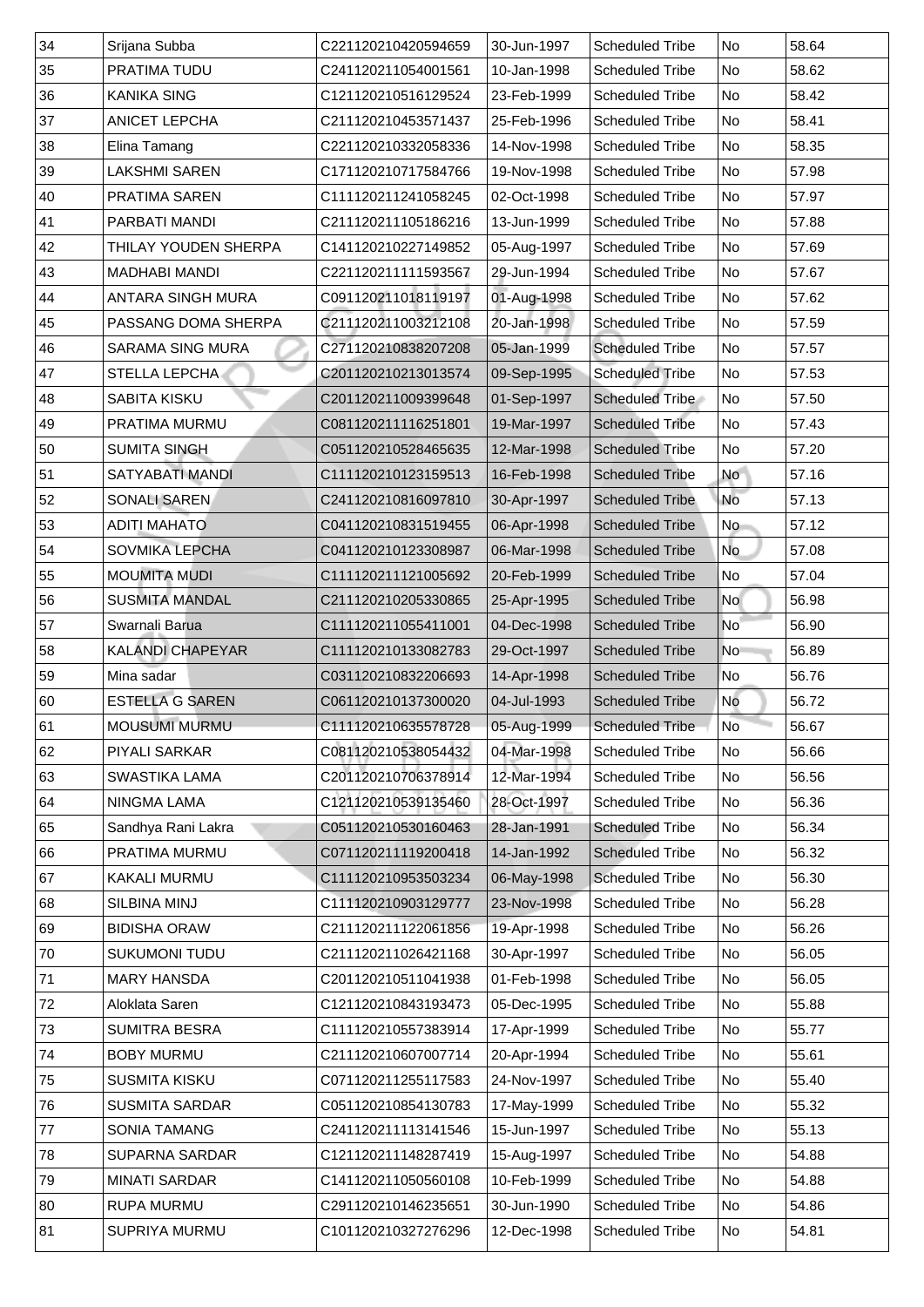| 34 | Srijana Subba | C221120210420594659 | 30-Jun-1997 | Scheduled Tribe | No | 58.64 |
|---|---|---|---|---|---|---|
| 35 | PRATIMA TUDU | C241120211054001561 | 10-Jan-1998 | Scheduled Tribe | No | 58.62 |
| 36 | KANIKA SING | C121120210516129524 | 23-Feb-1999 | Scheduled Tribe | No | 58.42 |
| 37 | ANICET LEPCHA | C211120210453571437 | 25-Feb-1996 | Scheduled Tribe | No | 58.41 |
| 38 | Elina Tamang | C221120210332058336 | 14-Nov-1998 | Scheduled Tribe | No | 58.35 |
| 39 | LAKSHMI SAREN | C171120210717584766 | 19-Nov-1998 | Scheduled Tribe | No | 57.98 |
| 40 | PRATIMA SAREN | C111120211241058245 | 02-Oct-1998 | Scheduled Tribe | No | 57.97 |
| 41 | PARBATI MANDI | C211120211105186216 | 13-Jun-1999 | Scheduled Tribe | No | 57.88 |
| 42 | THILAY YOUDEN SHERPA | C141120210227149852 | 05-Aug-1997 | Scheduled Tribe | No | 57.69 |
| 43 | MADHABI MANDI | C221120211111593567 | 29-Jun-1994 | Scheduled Tribe | No | 57.67 |
| 44 | ANTARA SINGH MURA | C091120211018119197 | 01-Aug-1998 | Scheduled Tribe | No | 57.62 |
| 45 | PASSANG DOMA SHERPA | C211120211003212108 | 20-Jan-1998 | Scheduled Tribe | No | 57.59 |
| 46 | SARAMA SING MURA | C271120210838207208 | 05-Jan-1999 | Scheduled Tribe | No | 57.57 |
| 47 | STELLA LEPCHA | C201120210213013574 | 09-Sep-1995 | Scheduled Tribe | No | 57.53 |
| 48 | SABITA KISKU | C201120211009399648 | 01-Sep-1997 | Scheduled Tribe | No | 57.50 |
| 49 | PRATIMA MURMU | C081120211116251801 | 19-Mar-1997 | Scheduled Tribe | No | 57.43 |
| 50 | SUMITA SINGH | C051120210528465635 | 12-Mar-1998 | Scheduled Tribe | No | 57.20 |
| 51 | SATYABATI MANDI | C111120210123159513 | 16-Feb-1998 | Scheduled Tribe | No | 57.16 |
| 52 | SONALI SAREN | C241120210816097810 | 30-Apr-1997 | Scheduled Tribe | No | 57.13 |
| 53 | ADITI MAHATO | C041120210831519455 | 06-Apr-1998 | Scheduled Tribe | No | 57.12 |
| 54 | SOVMIKA LEPCHA | C041120210123308987 | 06-Mar-1998 | Scheduled Tribe | No | 57.08 |
| 55 | MOUMITA MUDI | C111120211121005692 | 20-Feb-1999 | Scheduled Tribe | No | 57.04 |
| 56 | SUSMITA MANDAL | C211120210205330865 | 25-Apr-1995 | Scheduled Tribe | No | 56.98 |
| 57 | Swarnali Barua | C111120211055411001 | 04-Dec-1998 | Scheduled Tribe | No | 56.90 |
| 58 | KALANDI CHAPEYAR | C111120210133082783 | 29-Oct-1997 | Scheduled Tribe | No | 56.89 |
| 59 | Mina sadar | C031120210832206693 | 14-Apr-1998 | Scheduled Tribe | No | 56.76 |
| 60 | ESTELLA G SAREN | C061120210137300020 | 04-Jul-1993 | Scheduled Tribe | No | 56.72 |
| 61 | MOUSUMI MURMU | C111120210635578728 | 05-Aug-1999 | Scheduled Tribe | No | 56.67 |
| 62 | PIYALI SARKAR | C081120210538054432 | 04-Mar-1998 | Scheduled Tribe | No | 56.66 |
| 63 | SWASTIKA LAMA | C201120210706378914 | 12-Mar-1994 | Scheduled Tribe | No | 56.56 |
| 64 | NINGMA LAMA | C121120210539135460 | 28-Oct-1997 | Scheduled Tribe | No | 56.36 |
| 65 | Sandhya Rani Lakra | C051120210530160463 | 28-Jan-1991 | Scheduled Tribe | No | 56.34 |
| 66 | PRATIMA MURMU | C071120211119200418 | 14-Jan-1992 | Scheduled Tribe | No | 56.32 |
| 67 | KAKALI MURMU | C111120210953503234 | 06-May-1998 | Scheduled Tribe | No | 56.30 |
| 68 | SILBINA MINJ | C111120210903129777 | 23-Nov-1998 | Scheduled Tribe | No | 56.28 |
| 69 | BIDISHA ORAW | C211120211122061856 | 19-Apr-1998 | Scheduled Tribe | No | 56.26 |
| 70 | SUKUMONI TUDU | C211120211026421168 | 30-Apr-1997 | Scheduled Tribe | No | 56.05 |
| 71 | MARY HANSDA | C201120210511041938 | 01-Feb-1998 | Scheduled Tribe | No | 56.05 |
| 72 | Aloklata Saren | C121120210843193473 | 05-Dec-1995 | Scheduled Tribe | No | 55.88 |
| 73 | SUMITRA BESRA | C111120210557383914 | 17-Apr-1999 | Scheduled Tribe | No | 55.77 |
| 74 | BOBY MURMU | C211120210607007714 | 20-Apr-1994 | Scheduled Tribe | No | 55.61 |
| 75 | SUSMITA KISKU | C071120211255117583 | 24-Nov-1997 | Scheduled Tribe | No | 55.40 |
| 76 | SUSMITA SARDAR | C051120210854130783 | 17-May-1999 | Scheduled Tribe | No | 55.32 |
| 77 | SONIA TAMANG | C241120211113141546 | 15-Jun-1997 | Scheduled Tribe | No | 55.13 |
| 78 | SUPARNA SARDAR | C121120211148287419 | 15-Aug-1997 | Scheduled Tribe | No | 54.88 |
| 79 | MINATI SARDAR | C141120211050560108 | 10-Feb-1999 | Scheduled Tribe | No | 54.88 |
| 80 | RUPA MURMU | C291120210146235651 | 30-Jun-1990 | Scheduled Tribe | No | 54.86 |
| 81 | SUPRIYA MURMU | C101120210327276296 | 12-Dec-1998 | Scheduled Tribe | No | 54.81 |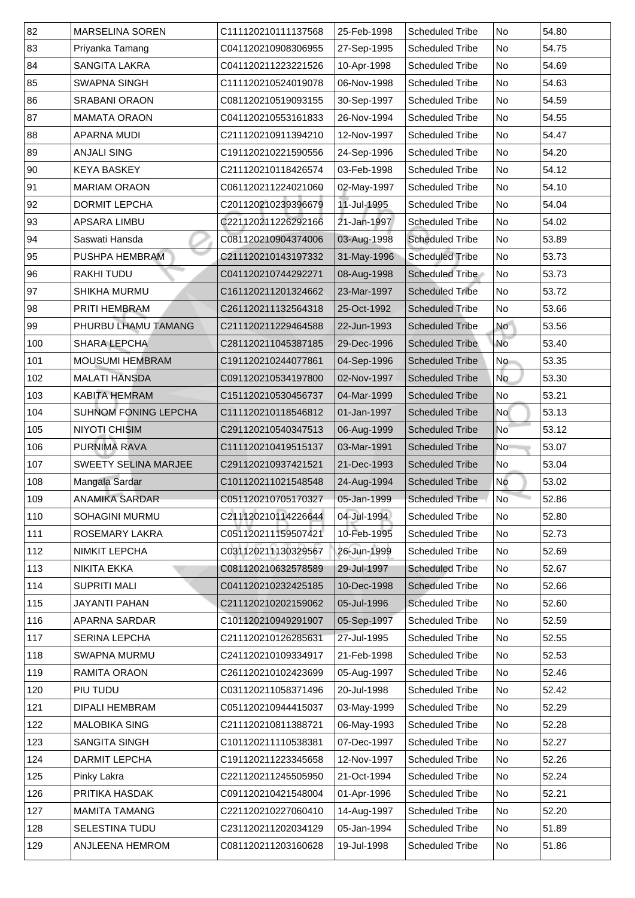| 82 | MARSELINA SOREN | C111120210111137568 | 25-Feb-1998 | Scheduled Tribe | No | 54.80 |
|---|---|---|---|---|---|---|
| 83 | Priyanka Tamang | C041120210908306955 | 27-Sep-1995 | Scheduled Tribe | No | 54.75 |
| 84 | SANGITA LAKRA | C041120211223221526 | 10-Apr-1998 | Scheduled Tribe | No | 54.69 |
| 85 | SWAPNA SINGH | C111120210524019078 | 06-Nov-1998 | Scheduled Tribe | No | 54.63 |
| 86 | SRABANI ORAON | C081120210519093155 | 30-Sep-1997 | Scheduled Tribe | No | 54.59 |
| 87 | MAMATA ORAON | C041120210553161833 | 26-Nov-1994 | Scheduled Tribe | No | 54.55 |
| 88 | APARNA MUDI | C211120210911394210 | 12-Nov-1997 | Scheduled Tribe | No | 54.47 |
| 89 | ANJALI SING | C191120210221590556 | 24-Sep-1996 | Scheduled Tribe | No | 54.20 |
| 90 | KEYA BASKEY | C211120210118426574 | 03-Feb-1998 | Scheduled Tribe | No | 54.12 |
| 91 | MARIAM ORAON | C061120211224021060 | 02-May-1997 | Scheduled Tribe | No | 54.10 |
| 92 | DORMIT LEPCHA | C201120210239396679 | 11-Jul-1995 | Scheduled Tribe | No | 54.04 |
| 93 | APSARA LIMBU | C221120211226292166 | 21-Jan-1997 | Scheduled Tribe | No | 54.02 |
| 94 | Saswati Hansda | C081120210904374006 | 03-Aug-1998 | Scheduled Tribe | No | 53.89 |
| 95 | PUSHPA HEMBRAM | C211120210143197332 | 31-May-1996 | Scheduled Tribe | No | 53.73 |
| 96 | RAKHI TUDU | C041120210744292271 | 08-Aug-1998 | Scheduled Tribe | No | 53.73 |
| 97 | SHIKHA MURMU | C161120211201324662 | 23-Mar-1997 | Scheduled Tribe | No | 53.72 |
| 98 | PRITI HEMBRAM | C261120211132564318 | 25-Oct-1992 | Scheduled Tribe | No | 53.66 |
| 99 | PHURBU LHAMU TAMANG | C211120211229464588 | 22-Jun-1993 | Scheduled Tribe | No | 53.56 |
| 100 | SHARA LEPCHA | C281120211045387185 | 29-Dec-1996 | Scheduled Tribe | No | 53.40 |
| 101 | MOUSUMI HEMBRAM | C191120210244077861 | 04-Sep-1996 | Scheduled Tribe | No | 53.35 |
| 102 | MALATI HANSDA | C091120210534197800 | 02-Nov-1997 | Scheduled Tribe | No | 53.30 |
| 103 | KABITA HEMRAM | C151120210530456737 | 04-Mar-1999 | Scheduled Tribe | No | 53.21 |
| 104 | SUHNOM FONING LEPCHA | C111120210118546812 | 01-Jan-1997 | Scheduled Tribe | No | 53.13 |
| 105 | NIYOTI CHISIM | C291120210540347513 | 06-Aug-1999 | Scheduled Tribe | No | 53.12 |
| 106 | PURNIMA RAVA | C111120210419515137 | 03-Mar-1991 | Scheduled Tribe | No | 53.07 |
| 107 | SWEETY SELINA MARJEE | C291120210937421521 | 21-Dec-1993 | Scheduled Tribe | No | 53.04 |
| 108 | Mangala Sardar | C101120211021548548 | 24-Aug-1994 | Scheduled Tribe | No | 53.02 |
| 109 | ANAMIKA SARDAR | C051120210705170327 | 05-Jan-1999 | Scheduled Tribe | No | 52.86 |
| 110 | SOHAGINI MURMU | C211120210114226644 | 04-Jul-1994 | Scheduled Tribe | No | 52.80 |
| 111 | ROSEMARY LAKRA | C051120211159507421 | 10-Feb-1995 | Scheduled Tribe | No | 52.73 |
| 112 | NIMKIT LEPCHA | C031120211130329567 | 26-Jun-1999 | Scheduled Tribe | No | 52.69 |
| 113 | NIKITA EKKA | C081120210632578589 | 29-Jul-1997 | Scheduled Tribe | No | 52.67 |
| 114 | SUPRITI MALI | C041120210232425185 | 10-Dec-1998 | Scheduled Tribe | No | 52.66 |
| 115 | JAYANTI PAHAN | C211120210202159062 | 05-Jul-1996 | Scheduled Tribe | No | 52.60 |
| 116 | APARNA SARDAR | C101120210949291907 | 05-Sep-1997 | Scheduled Tribe | No | 52.59 |
| 117 | SERINA LEPCHA | C211120210126285631 | 27-Jul-1995 | Scheduled Tribe | No | 52.55 |
| 118 | SWAPNA MURMU | C241120210109334917 | 21-Feb-1998 | Scheduled Tribe | No | 52.53 |
| 119 | RAMITA ORAON | C261120210102423699 | 05-Aug-1997 | Scheduled Tribe | No | 52.46 |
| 120 | PIU TUDU | C031120211058371496 | 20-Jul-1998 | Scheduled Tribe | No | 52.42 |
| 121 | DIPALI HEMBRAM | C051120210944415037 | 03-May-1999 | Scheduled Tribe | No | 52.29 |
| 122 | MALOBIKA SING | C211120210811388721 | 06-May-1993 | Scheduled Tribe | No | 52.28 |
| 123 | SANGITA SINGH | C101120211110538381 | 07-Dec-1997 | Scheduled Tribe | No | 52.27 |
| 124 | DARMIT LEPCHA | C191120211223345658 | 12-Nov-1997 | Scheduled Tribe | No | 52.26 |
| 125 | Pinky Lakra | C221120211245505950 | 21-Oct-1994 | Scheduled Tribe | No | 52.24 |
| 126 | PRITIKA HASDAK | C091120210421548004 | 01-Apr-1996 | Scheduled Tribe | No | 52.21 |
| 127 | MAMITA TAMANG | C221120210227060410 | 14-Aug-1997 | Scheduled Tribe | No | 52.20 |
| 128 | SELESTINA TUDU | C231120211202034129 | 05-Jan-1994 | Scheduled Tribe | No | 51.89 |
| 129 | ANJLEENA HEMROM | C081120211203160628 | 19-Jul-1998 | Scheduled Tribe | No | 51.86 |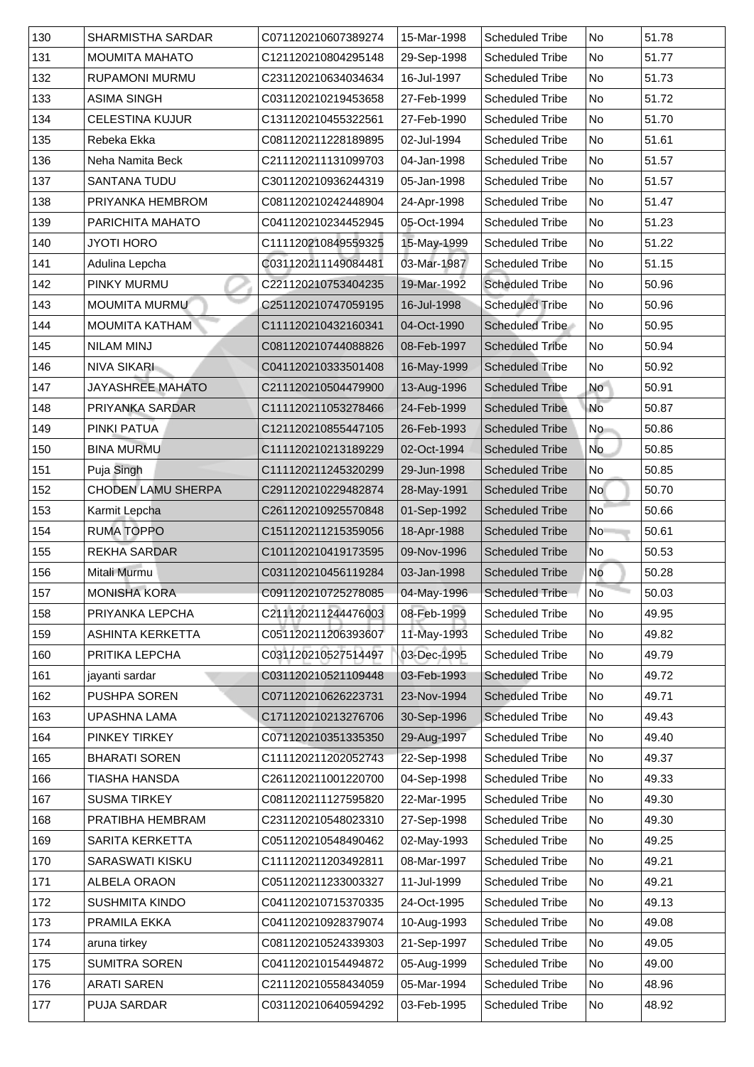| 130 | SHARMISTHA SARDAR | C071120210607389274 | 15-Mar-1998 | Scheduled Tribe | No | 51.78 |
|---|---|---|---|---|---|---|
| 131 | MOUMITA MAHATO | C121120210804295148 | 29-Sep-1998 | Scheduled Tribe | No | 51.77 |
| 132 | RUPAMONI MURMU | C231120210634034634 | 16-Jul-1997 | Scheduled Tribe | No | 51.73 |
| 133 | ASIMA SINGH | C031120210219453658 | 27-Feb-1999 | Scheduled Tribe | No | 51.72 |
| 134 | CELESTINA KUJUR | C131120210455322561 | 27-Feb-1990 | Scheduled Tribe | No | 51.70 |
| 135 | Rebeka Ekka | C081120211228189895 | 02-Jul-1994 | Scheduled Tribe | No | 51.61 |
| 136 | Neha Namita Beck | C211120211131099703 | 04-Jan-1998 | Scheduled Tribe | No | 51.57 |
| 137 | SANTANA TUDU | C301120210936244319 | 05-Jan-1998 | Scheduled Tribe | No | 51.57 |
| 138 | PRIYANKA HEMBROM | C081120210242448904 | 24-Apr-1998 | Scheduled Tribe | No | 51.47 |
| 139 | PARICHITA MAHATO | C041120210234452945 | 05-Oct-1994 | Scheduled Tribe | No | 51.23 |
| 140 | JYOTI HORO | C111120210849559325 | 15-May-1999 | Scheduled Tribe | No | 51.22 |
| 141 | Adulina Lepcha | C031120211149084481 | 03-Mar-1987 | Scheduled Tribe | No | 51.15 |
| 142 | PINKY MURMU | C221120210753404235 | 19-Mar-1992 | Scheduled Tribe | No | 50.96 |
| 143 | MOUMITA MURMU | C251120210747059195 | 16-Jul-1998 | Scheduled Tribe | No | 50.96 |
| 144 | MOUMITA KATHAM | C111120210432160341 | 04-Oct-1990 | Scheduled Tribe | No | 50.95 |
| 145 | NILAM MINJ | C081120210744088826 | 08-Feb-1997 | Scheduled Tribe | No | 50.94 |
| 146 | NIVA SIKARI | C041120210333501408 | 16-May-1999 | Scheduled Tribe | No | 50.92 |
| 147 | JAYASHREE MAHATO | C211120210504479900 | 13-Aug-1996 | Scheduled Tribe | No | 50.91 |
| 148 | PRIYANKA SARDAR | C111120211053278466 | 24-Feb-1999 | Scheduled Tribe | No | 50.87 |
| 149 | PINKI PATUA | C121120210855447105 | 26-Feb-1993 | Scheduled Tribe | No | 50.86 |
| 150 | BINA MURMU | C111120210213189229 | 02-Oct-1994 | Scheduled Tribe | No | 50.85 |
| 151 | Puja Singh | C111120211245320299 | 29-Jun-1998 | Scheduled Tribe | No | 50.85 |
| 152 | CHODEN LAMU SHERPA | C291120210229482874 | 28-May-1991 | Scheduled Tribe | No | 50.70 |
| 153 | Karmit Lepcha | C261120210925570848 | 01-Sep-1992 | Scheduled Tribe | No | 50.66 |
| 154 | RUMA TOPPO | C151120211215359056 | 18-Apr-1988 | Scheduled Tribe | No | 50.61 |
| 155 | REKHA SARDAR | C101120210419173595 | 09-Nov-1996 | Scheduled Tribe | No | 50.53 |
| 156 | Mitali Murmu | C031120210456119284 | 03-Jan-1998 | Scheduled Tribe | No | 50.28 |
| 157 | MONISHA KORA | C091120210725278085 | 04-May-1996 | Scheduled Tribe | No | 50.03 |
| 158 | PRIYANKA LEPCHA | C211120211244476003 | 08-Feb-1999 | Scheduled Tribe | No | 49.95 |
| 159 | ASHINTA KERKETTA | C051120211206393607 | 11-May-1993 | Scheduled Tribe | No | 49.82 |
| 160 | PRITIKA LEPCHA | C031120210527514497 | 03-Dec-1995 | Scheduled Tribe | No | 49.79 |
| 161 | jayanti sardar | C031120210521109448 | 03-Feb-1993 | Scheduled Tribe | No | 49.72 |
| 162 | PUSHPA SOREN | C071120210626223731 | 23-Nov-1994 | Scheduled Tribe | No | 49.71 |
| 163 | UPASHNA LAMA | C171120210213276706 | 30-Sep-1996 | Scheduled Tribe | No | 49.43 |
| 164 | PINKEY TIRKEY | C071120210351335350 | 29-Aug-1997 | Scheduled Tribe | No | 49.40 |
| 165 | BHARATI SOREN | C111120211202052743 | 22-Sep-1998 | Scheduled Tribe | No | 49.37 |
| 166 | TIASHA HANSDA | C261120211001220700 | 04-Sep-1998 | Scheduled Tribe | No | 49.33 |
| 167 | SUSMA TIRKEY | C081120211127595820 | 22-Mar-1995 | Scheduled Tribe | No | 49.30 |
| 168 | PRATIBHA HEMBRAM | C231120210548023310 | 27-Sep-1998 | Scheduled Tribe | No | 49.30 |
| 169 | SARITA KERKETTA | C051120210548490462 | 02-May-1993 | Scheduled Tribe | No | 49.25 |
| 170 | SARASWATI KISKU | C111120211203492811 | 08-Mar-1997 | Scheduled Tribe | No | 49.21 |
| 171 | ALBELA ORAON | C051120211233003327 | 11-Jul-1999 | Scheduled Tribe | No | 49.21 |
| 172 | SUSHMITA KINDO | C041120210715370335 | 24-Oct-1995 | Scheduled Tribe | No | 49.13 |
| 173 | PRAMILA EKKA | C041120210928379074 | 10-Aug-1993 | Scheduled Tribe | No | 49.08 |
| 174 | aruna tirkey | C081120210524339303 | 21-Sep-1997 | Scheduled Tribe | No | 49.05 |
| 175 | SUMITRA SOREN | C041120210154494872 | 05-Aug-1999 | Scheduled Tribe | No | 49.00 |
| 176 | ARATI SAREN | C211120210558434059 | 05-Mar-1994 | Scheduled Tribe | No | 48.96 |
| 177 | PUJA SARDAR | C031120210640594292 | 03-Feb-1995 | Scheduled Tribe | No | 48.92 |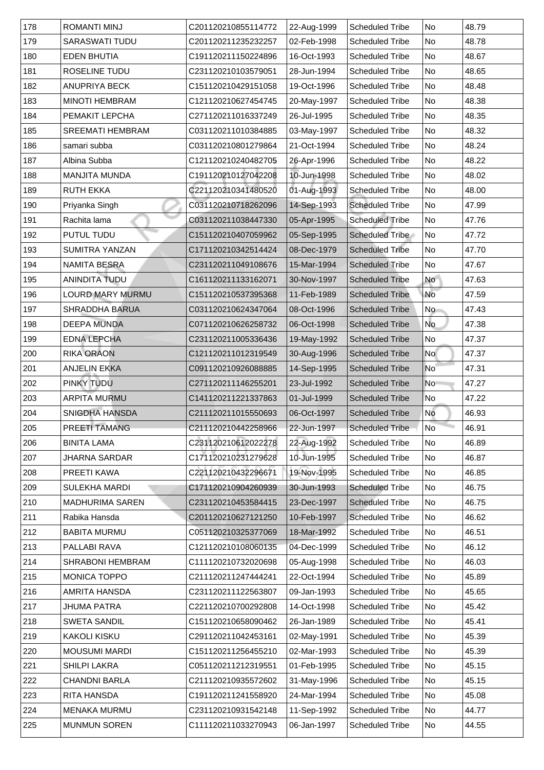| 178 | ROMANTI MINJ | C201120210855114772 | 22-Aug-1999 | Scheduled Tribe | No | 48.79 |
|---|---|---|---|---|---|---|
| 179 | SARASWATI TUDU | C201120211235232257 | 02-Feb-1998 | Scheduled Tribe | No | 48.78 |
| 180 | EDEN BHUTIA | C191120211150224896 | 16-Oct-1993 | Scheduled Tribe | No | 48.67 |
| 181 | ROSELINE TUDU | C231120210103579051 | 28-Jun-1994 | Scheduled Tribe | No | 48.65 |
| 182 | ANUPRIYA BECK | C151120210429151058 | 19-Oct-1996 | Scheduled Tribe | No | 48.48 |
| 183 | MINOTI HEMBRAM | C121120210627454745 | 20-May-1997 | Scheduled Tribe | No | 48.38 |
| 184 | PEMAKIT LEPCHA | C271120211016337249 | 26-Jul-1995 | Scheduled Tribe | No | 48.35 |
| 185 | SREEMATI HEMBRAM | C031120211010384885 | 03-May-1997 | Scheduled Tribe | No | 48.32 |
| 186 | samari subba | C031120210801279864 | 21-Oct-1994 | Scheduled Tribe | No | 48.24 |
| 187 | Albina Subba | C121120210240482705 | 26-Apr-1996 | Scheduled Tribe | No | 48.22 |
| 188 | MANJITA MUNDA | C191120210127042208 | 10-Jun-1998 | Scheduled Tribe | No | 48.02 |
| 189 | RUTH EKKA | C221120210341480520 | 01-Aug-1993 | Scheduled Tribe | No | 48.00 |
| 190 | Priyanka Singh | C031120210718262096 | 14-Sep-1993 | Scheduled Tribe | No | 47.99 |
| 191 | Rachita lama | C031120211038447330 | 05-Apr-1995 | Scheduled Tribe | No | 47.76 |
| 192 | PUTUL TUDU | C151120210407059962 | 05-Sep-1995 | Scheduled Tribe | No | 47.72 |
| 193 | SUMITRA YANZAN | C171120210342514424 | 08-Dec-1979 | Scheduled Tribe | No | 47.70 |
| 194 | NAMITA BESRA | C231120211049108676 | 15-Mar-1994 | Scheduled Tribe | No | 47.67 |
| 195 | ANINDITA TUDU | C161120211133162071 | 30-Nov-1997 | Scheduled Tribe | No | 47.63 |
| 196 | LOURD MARY MURMU | C151120210537395368 | 11-Feb-1989 | Scheduled Tribe | No | 47.59 |
| 197 | SHRADDHA BARUA | C031120210624347064 | 08-Oct-1996 | Scheduled Tribe | No | 47.43 |
| 198 | DEEPA MUNDA | C071120210626258732 | 06-Oct-1998 | Scheduled Tribe | No | 47.38 |
| 199 | EDNA LEPCHA | C231120211005336436 | 19-May-1992 | Scheduled Tribe | No | 47.37 |
| 200 | RIKA ORAON | C121120211012319549 | 30-Aug-1996 | Scheduled Tribe | No | 47.37 |
| 201 | ANJELIN EKKA | C091120210926088885 | 14-Sep-1995 | Scheduled Tribe | No | 47.31 |
| 202 | PINKY TUDU | C271120211146255201 | 23-Jul-1992 | Scheduled Tribe | No | 47.27 |
| 203 | ARPITA MURMU | C141120211221337863 | 01-Jul-1999 | Scheduled Tribe | No | 47.22 |
| 204 | SNIGDHA HANSDA | C211120211015550693 | 06-Oct-1997 | Scheduled Tribe | No | 46.93 |
| 205 | PREETI TAMANG | C211120210442258966 | 22-Jun-1997 | Scheduled Tribe | No | 46.91 |
| 206 | BINITA LAMA | C231120210612022278 | 22-Aug-1992 | Scheduled Tribe | No | 46.89 |
| 207 | JHARNA SARDAR | C171120210231279628 | 10-Jun-1995 | Scheduled Tribe | No | 46.87 |
| 208 | PREETI KAWA | C221120210432296671 | 19-Nov-1995 | Scheduled Tribe | No | 46.85 |
| 209 | SULEKHA MARDI | C171120210904260939 | 30-Jun-1993 | Scheduled Tribe | No | 46.75 |
| 210 | MADHURIMA SAREN | C231120210453584415 | 23-Dec-1997 | Scheduled Tribe | No | 46.75 |
| 211 | Rabika Hansda | C201120210627121250 | 10-Feb-1997 | Scheduled Tribe | No | 46.62 |
| 212 | BABITA MURMU | C051120210325377069 | 18-Mar-1992 | Scheduled Tribe | No | 46.51 |
| 213 | PALLABI RAVA | C121120210108060135 | 04-Dec-1999 | Scheduled Tribe | No | 46.12 |
| 214 | SHRABONI HEMBRAM | C111120210732020698 | 05-Aug-1998 | Scheduled Tribe | No | 46.03 |
| 215 | MONICA TOPPO | C211120211247444241 | 22-Oct-1994 | Scheduled Tribe | No | 45.89 |
| 216 | AMRITA HANSDA | C231120211122563807 | 09-Jan-1993 | Scheduled Tribe | No | 45.65 |
| 217 | JHUMA PATRA | C221120210700292808 | 14-Oct-1998 | Scheduled Tribe | No | 45.42 |
| 218 | SWETA SANDIL | C151120210658090462 | 26-Jan-1989 | Scheduled Tribe | No | 45.41 |
| 219 | KAKOLI KISKU | C291120211042453161 | 02-May-1991 | Scheduled Tribe | No | 45.39 |
| 220 | MOUSUMI MARDI | C151120211256455210 | 02-Mar-1993 | Scheduled Tribe | No | 45.39 |
| 221 | SHILPI LAKRA | C051120211212319551 | 01-Feb-1995 | Scheduled Tribe | No | 45.15 |
| 222 | CHANDNI BARLA | C211120210935572602 | 31-May-1996 | Scheduled Tribe | No | 45.15 |
| 223 | RITA HANSDA | C191120211241558920 | 24-Mar-1994 | Scheduled Tribe | No | 45.08 |
| 224 | MENAKA MURMU | C231120210931542148 | 11-Sep-1992 | Scheduled Tribe | No | 44.77 |
| 225 | MUNMUN SOREN | C111120211033270943 | 06-Jan-1997 | Scheduled Tribe | No | 44.55 |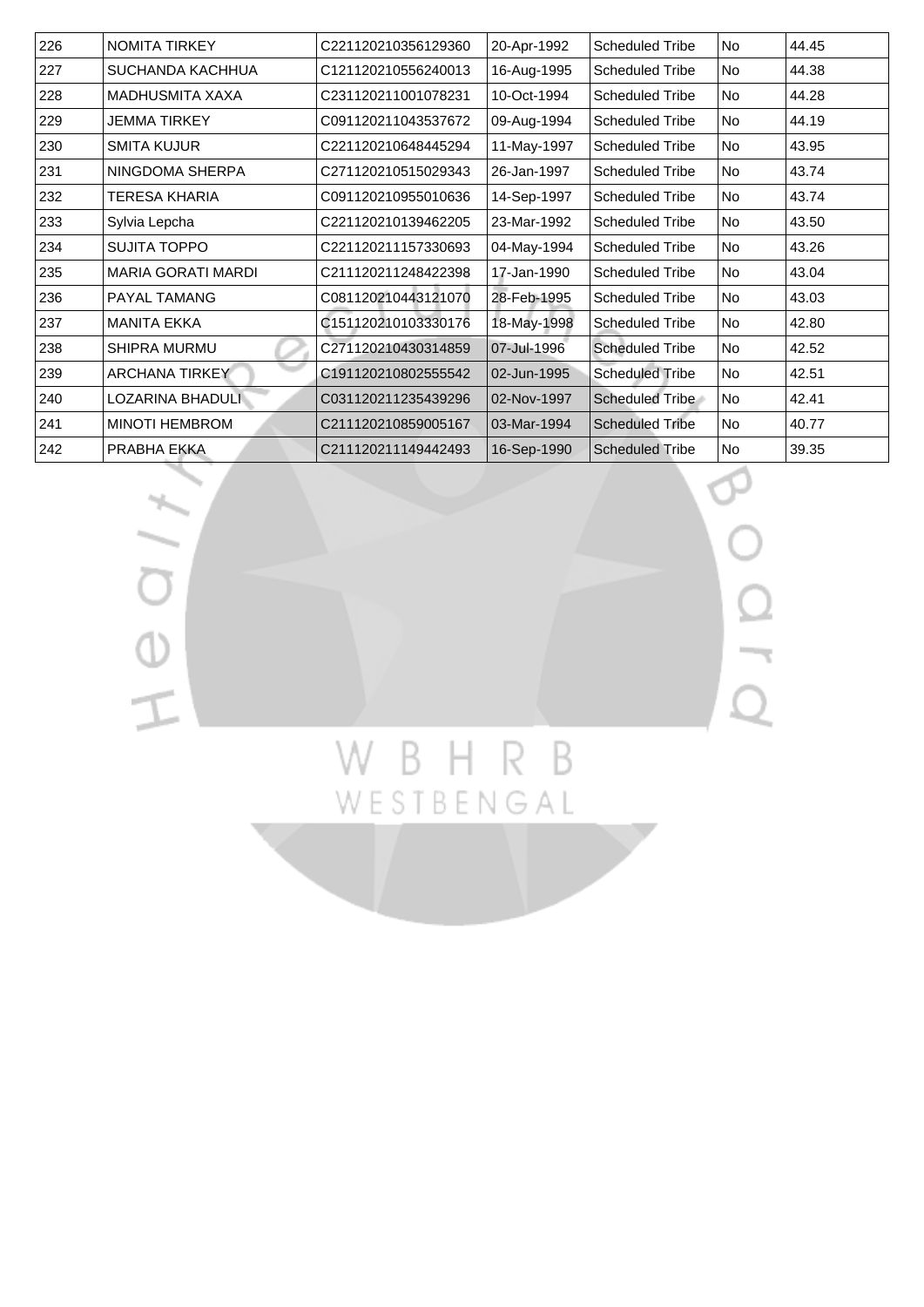| | | | | | | |
|---|---|---|---|---|---|---|
| 226 | NOMITA TIRKEY | C221120210356129360 | 20-Apr-1992 | Scheduled Tribe | No | 44.45 |
| 227 | SUCHANDA KACHHUA | C121120210556240013 | 16-Aug-1995 | Scheduled Tribe | No | 44.38 |
| 228 | MADHUSMITA XAXA | C231120211001078231 | 10-Oct-1994 | Scheduled Tribe | No | 44.28 |
| 229 | JEMMA TIRKEY | C091120211043537672 | 09-Aug-1994 | Scheduled Tribe | No | 44.19 |
| 230 | SMITA KUJUR | C221120210648445294 | 11-May-1997 | Scheduled Tribe | No | 43.95 |
| 231 | NINGDOMA SHERPA | C271120210515029343 | 26-Jan-1997 | Scheduled Tribe | No | 43.74 |
| 232 | TERESA KHARIA | C091120210955010636 | 14-Sep-1997 | Scheduled Tribe | No | 43.74 |
| 233 | Sylvia Lepcha | C221120210139462205 | 23-Mar-1992 | Scheduled Tribe | No | 43.50 |
| 234 | SUJITA TOPPO | C221120211157330693 | 04-May-1994 | Scheduled Tribe | No | 43.26 |
| 235 | MARIA GORATI MARDI | C211120211248422398 | 17-Jan-1990 | Scheduled Tribe | No | 43.04 |
| 236 | PAYAL TAMANG | C081120210443121070 | 28-Feb-1995 | Scheduled Tribe | No | 43.03 |
| 237 | MANITA EKKA | C151120210103330176 | 18-May-1998 | Scheduled Tribe | No | 42.80 |
| 238 | SHIPRA MURMU | C271120210430314859 | 07-Jul-1996 | Scheduled Tribe | No | 42.52 |
| 239 | ARCHANA TIRKEY | C191120210802555542 | 02-Jun-1995 | Scheduled Tribe | No | 42.51 |
| 240 | LOZARINA BHADULI | C031120211235439296 | 02-Nov-1997 | Scheduled Tribe | No | 42.41 |
| 241 | MINOTI HEMBROM | C211120210859005167 | 03-Mar-1994 | Scheduled Tribe | No | 40.77 |
| 242 | PRABHA EKKA | C211120211149442493 | 16-Sep-1990 | Scheduled Tribe | No | 39.35 |